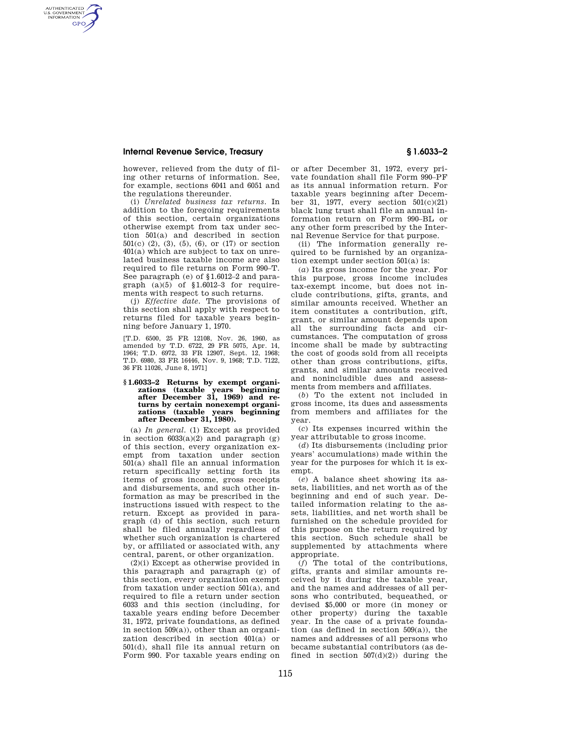however, relieved from the duty of filing other returns of information. See, for example, sections 6041 and 6051 and the regulations thereunder.

(i) *Unrelated business tax returns.* In addition to the foregoing requirements of this section, certain organizations otherwise exempt from tax under section 501(a) and described in section 501(c) (2), (3), (5), (6), or (17) or section 401(a) which are subject to tax on unrelated business taxable income are also required to file returns on Form 990–T. See paragraph (e) of §1.6012–2 and paragraph (a)(5) of §1.6012–3 for requirements with respect to such returns.

(j) *Effective date.* The provisions of this section shall apply with respect to returns filed for taxable years beginning before January 1, 1970.

[T.D. 6500, 25 FR 12108, Nov. 26, 1960, as amended by T.D. 6722, 29 FR 5075, Apr. 14, 1964; T.D. 6972, 33 FR 12907, Sept. 12, 1968; T.D. 6980, 33 FR 16446, Nov. 9, 1968; T.D. 7122, 36 FR 11026, June 8, 1971]

### §1.6033–2 Returns by exempt organizations (taxable years beginning after December 31, 1969) and returns by certain nonexempt organizations (taxable years beginning after December 31, 1980).

(a) *In general.* (1) Except as provided in section 6033(a)(2) and paragraph (g) of this section, every organization exempt from taxation under section 501(a) shall file an annual information return specifically setting forth its items of gross income, gross receipts and disbursements, and such other information as may be prescribed in the instructions issued with respect to the return. Except as provided in paragraph (d) of this section, such return shall be filed annually regardless of whether such organization is chartered by, or affiliated or associated with, any central, parent, or other organization.

(2)(i) Except as otherwise provided in this paragraph and paragraph (g) of this section, every organization exempt from taxation under section 501(a), and required to file a return under section 6033 and this section (including, for taxable years ending before December 31, 1972, private foundations, as defined in section 509(a)), other than an organization described in section 401(a) or 501(d), shall file its annual return on Form 990. For taxable years ending on or after December 31, 1972, every private foundation shall file Form 990–PF as its annual information return. For taxable years beginning after December 31, 1977, every section 501(c)(21) black lung trust shall file an annual information return on Form 990–BL or any other form prescribed by the Internal Revenue Service for that purpose.

(ii) The information generally required to be furnished by an organization exempt under section 501(a) is:

(*a*) Its gross income for the year. For this purpose, gross income includes tax-exempt income, but does not include contributions, gifts, grants, and similar amounts received. Whether an item constitutes a contribution, gift, grant, or similar amount depends upon all the surrounding facts and circumstances. The computation of gross income shall be made by subtracting the cost of goods sold from all receipts other than gross contributions, gifts, grants, and similar amounts received and nonincludible dues and assessments from members and affiliates.

(*b*) To the extent not included in gross income, its dues and assessments from members and affiliates for the year.

(*c*) Its expenses incurred within the year attributable to gross income.

(*d*) Its disbursements (including prior years' accumulations) made within the year for the purposes for which it is exempt.

(*e*) A balance sheet showing its assets, liabilities, and net worth as of the beginning and end of such year. Detailed information relating to the assets, liabilities, and net worth shall be furnished on the schedule provided for this purpose on the return required by this section. Such schedule shall be supplemented by attachments where appropriate.

(*f*) The total of the contributions, gifts, grants and similar amounts received by it during the taxable year, and the names and addresses of all persons who contributed, bequeathed, or devised $5,000 or more (in money or other property) during the taxable year. In the case of a private foundation (as defined in section 509(a)), the names and addresses of all persons who became substantial contributors (as defined in section 507(d)(2)) during the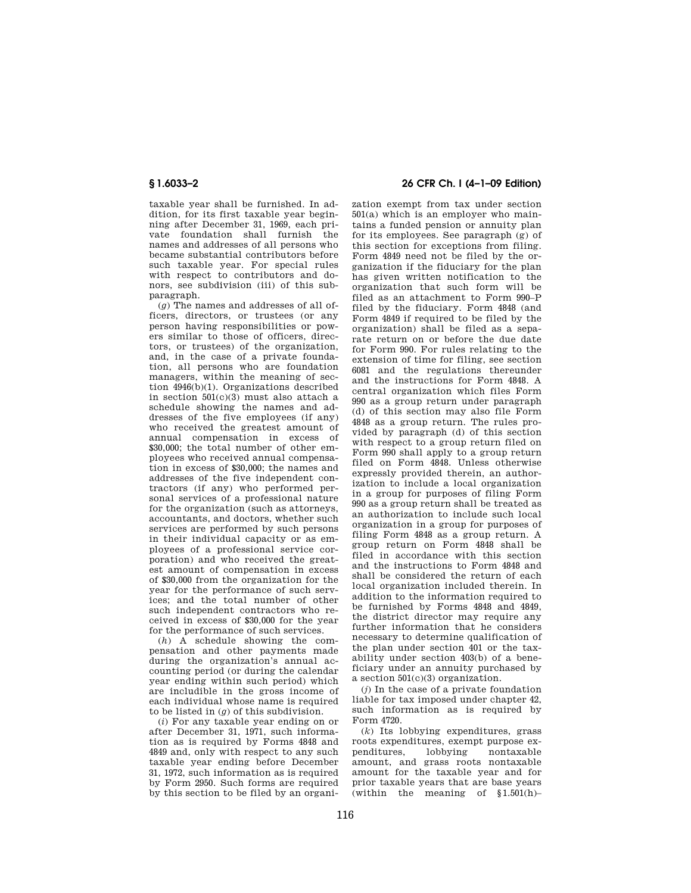taxable year shall be furnished. In addition, for its first taxable year beginning after December 31, 1969, each private foundation shall furnish the names and addresses of all persons who became substantial contributors before such taxable year. For special rules with respect to contributors and donors, see subdivision (iii) of this subparagraph.

(*g*) The names and addresses of all officers, directors, or trustees (or any person having responsibilities or powers similar to those of officers, directors, or trustees) of the organization, and, in the case of a private foundation, all persons who are foundation managers, within the meaning of section 4946(b)(1). Organizations described in section 501(c)(3) must also attach a schedule showing the names and addresses of the five employees (if any) who received the greatest amount of annual compensation in excess of $30,000; the total number of other employees who received annual compensation in excess of $30,000; the names and addresses of the five independent contractors (if any) who performed personal services of a professional nature for the organization (such as attorneys, accountants, and doctors, whether such services are performed by such persons in their individual capacity or as employees of a professional service corporation) and who received the greatest amount of compensation in excess of $30,000 from the organization for the year for the performance of such services; and the total number of other such independent contractors who received in excess of $30,000 for the year for the performance of such services.

(*h*) A schedule showing the compensation and other payments made during the organization's annual accounting period (or during the calendar year ending within such period) which are includible in the gross income of each individual whose name is required to be listed in (*g*) of this subdivision.

(*i*) For any taxable year ending on or after December 31, 1971, such information as is required by Forms 4848 and 4849 and, only with respect to any such taxable year ending before December 31, 1972, such information as is required by Form 2950. Such forms are required by this section to be filed by an organization exempt from tax under section 501(a) which is an employer who maintains a funded pension or annuity plan for its employees. See paragraph (g) of this section for exceptions from filing. Form 4849 need not be filed by the organization if the fiduciary for the plan has given written notification to the organization that such form will be filed as an attachment to Form 990–P filed by the fiduciary. Form 4848 (and Form 4849 if required to be filed by the organization) shall be filed as a separate return on or before the due date for Form 990. For rules relating to the extension of time for filing, see section 6081 and the regulations thereunder and the instructions for Form 4848. A central organization which files Form 990 as a group return under paragraph (d) of this section may also file Form 4848 as a group return. The rules provided by paragraph (d) of this section with respect to a group return filed on Form 990 shall apply to a group return filed on Form 4848. Unless otherwise expressly provided therein, an authorization to include a local organization in a group for purposes of filing Form 990 as a group return shall be treated as an authorization to include such local organization in a group for purposes of filing Form 4848 as a group return. A group return on Form 4848 shall be filed in accordance with this section and the instructions to Form 4848 and shall be considered the return of each local organization included therein. In addition to the information required to be furnished by Forms 4848 and 4849, the district director may require any further information that he considers necessary to determine qualification of the plan under section 401 or the taxability under section 403(b) of a beneficiary under an annuity purchased by a section 501(c)(3) organization.

(*j*) In the case of a private foundation liable for tax imposed under chapter 42, such information as is required by Form 4720.

(*k*) Its lobbying expenditures, grass roots expenditures, exempt purpose expenditures, lobbying nontaxable amount, and grass roots nontaxable amount for the taxable year and for prior taxable years that are base years (within the meaning of §1.501(h)–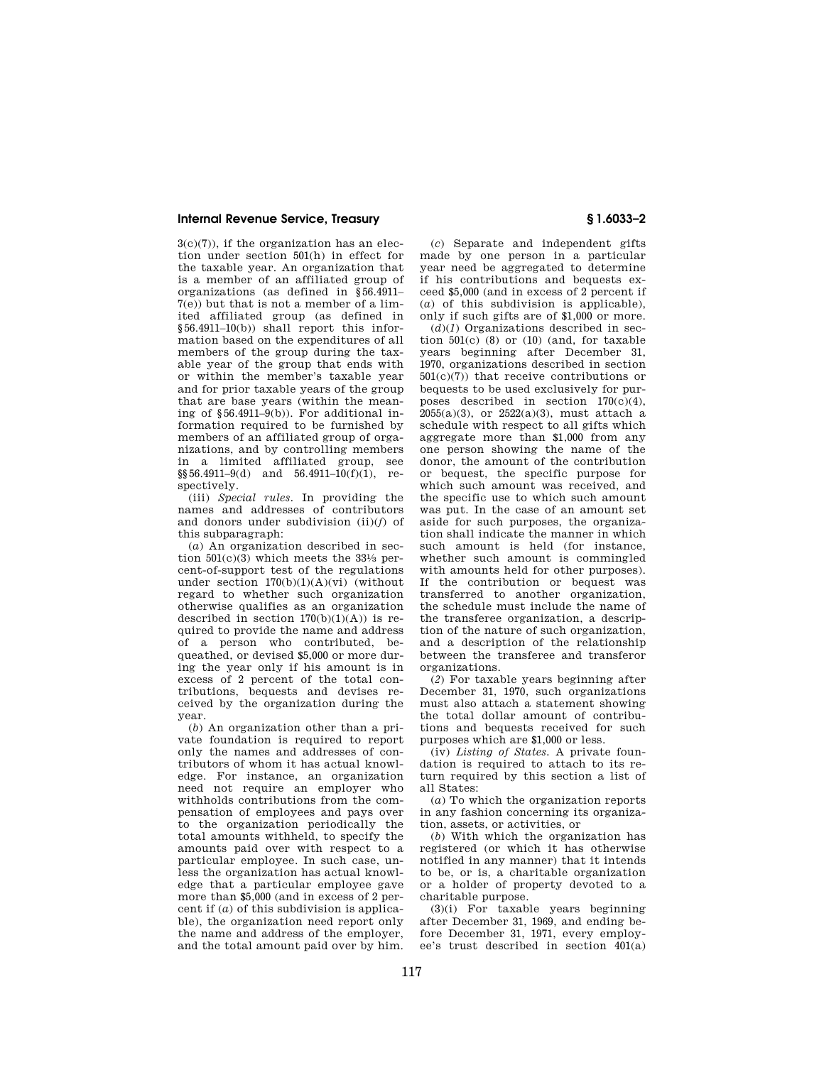3(c)(7)), if the organization has an election under section 501(h) in effect for the taxable year. An organization that is a member of an affiliated group of organizations (as defined in §56.4911–7(e)) but that is not a member of a limited affiliated group (as defined in §56.4911–10(b)) shall report this information based on the expenditures of all members of the group during the taxable year of the group that ends with or within the member's taxable year and for prior taxable years of the group that are base years (within the meaning of §56.4911–9(b)). For additional information required to be furnished by members of an affiliated group of organizations, and by controlling members in a limited affiliated group, see §§56.4911–9(d) and 56.4911–10(f)(1), respectively.

(iii) *Special rules.* In providing the names and addresses of contributors and donors under subdivision (ii)(*f*) of this subparagraph:

(*a*) An organization described in section 501(c)(3) which meets the 33⅓ percent-of-support test of the regulations under section 170(b)(1)(A)(vi) (without regard to whether such organization otherwise qualifies as an organization described in section 170(b)(1)(A)) is required to provide the name and address of a person who contributed, bequeathed, or devised $5,000 or more during the year only if his amount is in excess of 2 percent of the total contributions, bequests and devises received by the organization during the year.

(*b*) An organization other than a private foundation is required to report only the names and addresses of contributors of whom it has actual knowledge. For instance, an organization need not require an employer who withholds contributions from the compensation of employees and pays over to the organization periodically the total amounts withheld, to specify the amounts paid over with respect to a particular employee. In such case, unless the organization has actual knowledge that a particular employee gave more than $5,000 (and in excess of 2 percent if (*a*) of this subdivision is applicable), the organization need report only the name and address of the employer, and the total amount paid over by him.

(*c*) Separate and independent gifts made by one person in a particular year need be aggregated to determine if his contributions and bequests exceed $5,000 (and in excess of 2 percent if (*a*) of this subdivision is applicable), only if such gifts are of $1,000 or more.

(*d*)(*1*) Organizations described in section 501(c) (8) or (10) (and, for taxable years beginning after December 31, 1970, organizations described in section 501(c)(7)) that receive contributions or bequests to be used exclusively for purposes described in section 170(c)(4), 2055(a)(3), or 2522(a)(3), must attach a schedule with respect to all gifts which aggregate more than $1,000 from any one person showing the name of the donor, the amount of the contribution or bequest, the specific purpose for which such amount was received, and the specific use to which such amount was put. In the case of an amount set aside for such purposes, the organization shall indicate the manner in which such amount is held (for instance, whether such amount is commingled with amounts held for other purposes). If the contribution or bequest was transferred to another organization, the schedule must include the name of the transferee organization, a description of the nature of such organization, and a description of the relationship between the transferee and transferor organizations.

(*2*) For taxable years beginning after December 31, 1970, such organizations must also attach a statement showing the total dollar amount of contributions and bequests received for such purposes which are $1,000 or less.

(iv) *Listing of States.* A private foundation is required to attach to its return required by this section a list of all States:

(*a*) To which the organization reports in any fashion concerning its organization, assets, or activities, or

(*b*) With which the organization has registered (or which it has otherwise notified in any manner) that it intends to be, or is, a charitable organization or a holder of property devoted to a charitable purpose.

(3)(i) For taxable years beginning after December 31, 1969, and ending before December 31, 1971, every employee's trust described in section 401(a)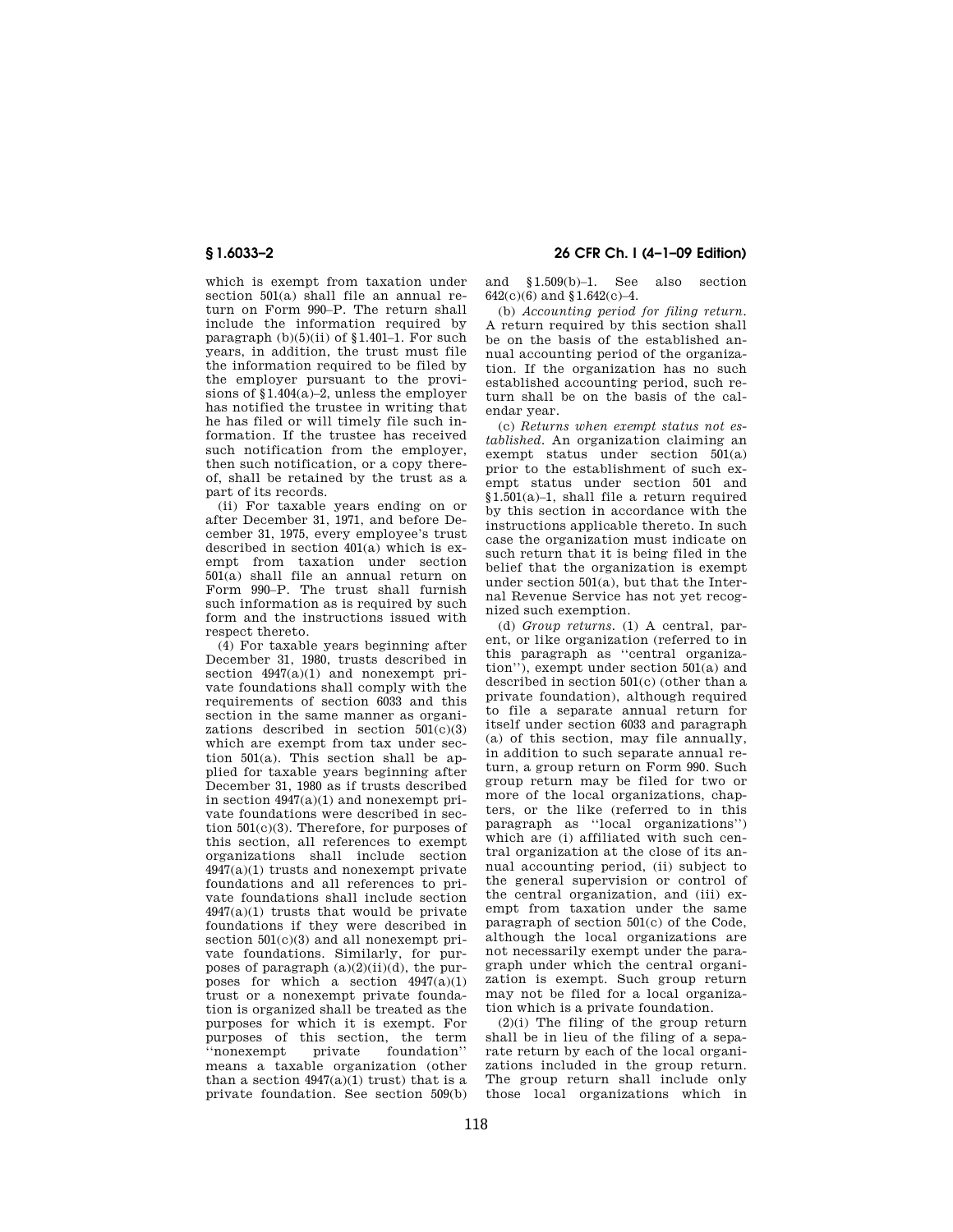which is exempt from taxation under section 501(a) shall file an annual return on Form 990–P. The return shall include the information required by paragraph (b)(5)(ii) of §1.401–1. For such years, in addition, the trust must file the information required to be filed by the employer pursuant to the provisions of §1.404(a)–2, unless the employer has notified the trustee in writing that he has filed or will timely file such information. If the trustee has received such notification from the employer, then such notification, or a copy thereof, shall be retained by the trust as a part of its records.

(ii) For taxable years ending on or after December 31, 1971, and before December 31, 1975, every employee's trust described in section 401(a) which is exempt from taxation under section 501(a) shall file an annual return on Form 990–P. The trust shall furnish such information as is required by such form and the instructions issued with respect thereto.

(4) For taxable years beginning after December 31, 1980, trusts described in section 4947(a)(1) and nonexempt private foundations shall comply with the requirements of section 6033 and this section in the same manner as organizations described in section 501(c)(3) which are exempt from tax under section 501(a). This section shall be applied for taxable years beginning after December 31, 1980 as if trusts described in section 4947(a)(1) and nonexempt private foundations were described in section 501(c)(3). Therefore, for purposes of this section, all references to exempt organizations shall include section 4947(a)(1) trusts and nonexempt private foundations and all references to private foundations shall include section 4947(a)(1) trusts that would be private foundations if they were described in section 501(c)(3) and all nonexempt private foundations. Similarly, for purposes of paragraph (a)(2)(ii)(d), the purposes for which a section 4947(a)(1) trust or a nonexempt private foundation is organized shall be treated as the purposes for which it is exempt. For purposes of this section, the term ''nonexempt private foundation'' means a taxable organization (other than a section 4947(a)(1) trust) that is a private foundation. See section 509(b) and §1.509(b)–1. See also section 642(c)(6) and §1.642(c)–4.

(b) *Accounting period for filing return.* A return required by this section shall be on the basis of the established annual accounting period of the organization. If the organization has no such established accounting period, such return shall be on the basis of the calendar year.

(c) *Returns when exempt status not established.* An organization claiming an exempt status under section 501(a) prior to the establishment of such exempt status under section 501 and §1.501(a)–1, shall file a return required by this section in accordance with the instructions applicable thereto. In such case the organization must indicate on such return that it is being filed in the belief that the organization is exempt under section 501(a), but that the Internal Revenue Service has not yet recognized such exemption.

(d) *Group returns.* (1) A central, parent, or like organization (referred to in this paragraph as ''central organization''), exempt under section 501(a) and described in section 501(c) (other than a private foundation), although required to file a separate annual return for itself under section 6033 and paragraph (a) of this section, may file annually, in addition to such separate annual return, a group return on Form 990. Such group return may be filed for two or more of the local organizations, chapters, or the like (referred to in this paragraph as ''local organizations'') which are (i) affiliated with such central organization at the close of its annual accounting period, (ii) subject to the general supervision or control of the central organization, and (iii) exempt from taxation under the same paragraph of section 501(c) of the Code, although the local organizations are not necessarily exempt under the paragraph under which the central organization is exempt. Such group return may not be filed for a local organization which is a private foundation.

(2)(i) The filing of the group return shall be in lieu of the filing of a separate return by each of the local organizations included in the group return. The group return shall include only those local organizations which in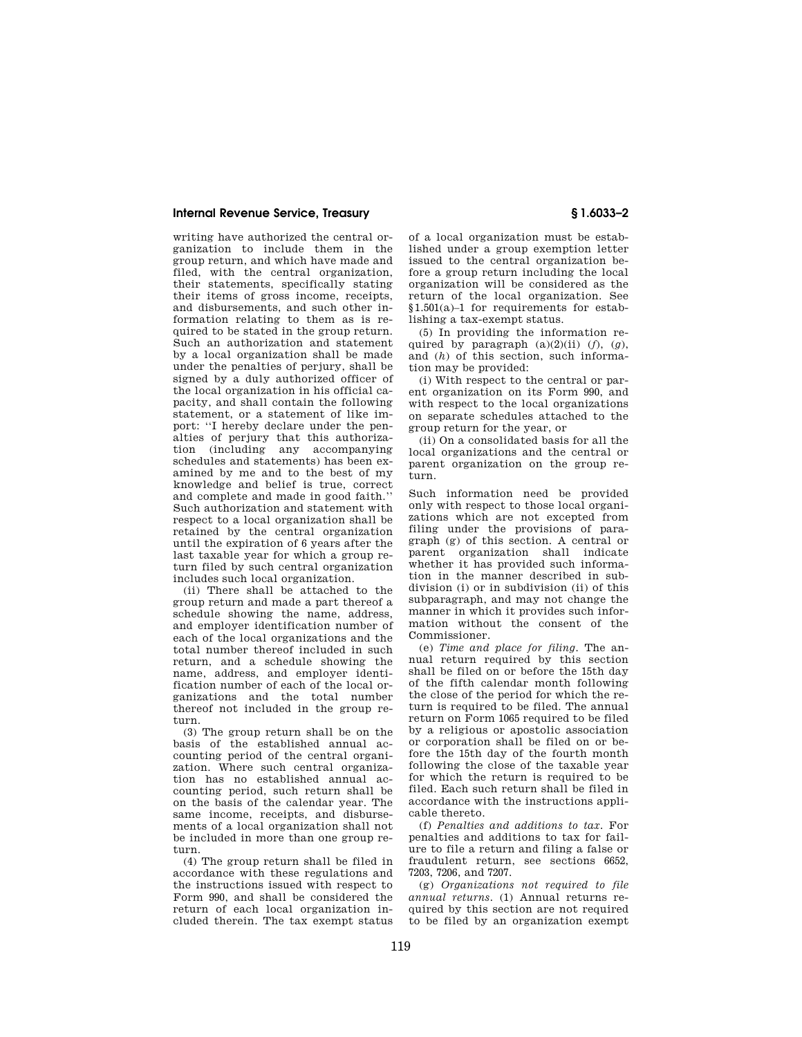writing have authorized the central organization to include them in the group return, and which have made and filed, with the central organization, their statements, specifically stating their items of gross income, receipts, and disbursements, and such other information relating to them as is required to be stated in the group return. Such an authorization and statement by a local organization shall be made under the penalties of perjury, shall be signed by a duly authorized officer of the local organization in his official capacity, and shall contain the following statement, or a statement of like import: "I hereby declare under the penalties of perjury that this authorization (including any accompanying schedules and statements) has been examined by me and to the best of my knowledge and belief is true, correct and complete and made in good faith." Such authorization and statement with respect to a local organization shall be retained by the central organization until the expiration of 6 years after the last taxable year for which a group return filed by such central organization includes such local organization.

(ii) There shall be attached to the group return and made a part thereof a schedule showing the name, address, and employer identification number of each of the local organizations and the total number thereof included in such return, and a schedule showing the name, address, and employer identification number of each of the local organizations and the total number thereof not included in the group return.

(3) The group return shall be on the basis of the established annual accounting period of the central organization. Where such central organization has no established annual accounting period, such return shall be on the basis of the calendar year. The same income, receipts, and disbursements of a local organization shall not be included in more than one group return.

(4) The group return shall be filed in accordance with these regulations and the instructions issued with respect to Form 990, and shall be considered the return of each local organization included therein. The tax exempt status of a local organization must be established under a group exemption letter issued to the central organization before a group return including the local organization will be considered as the return of the local organization. See §1.501(a)–1 for requirements for establishing a tax-exempt status.

(5) In providing the information required by paragraph (a)(2)(ii) (*f*), (*g*), and (*h*) of this section, such information may be provided:

(i) With respect to the central or parent organization on its Form 990, and with respect to the local organizations on separate schedules attached to the group return for the year, or

(ii) On a consolidated basis for all the local organizations and the central or parent organization on the group return.

Such information need be provided only with respect to those local organizations which are not excepted from filing under the provisions of paragraph (g) of this section. A central or parent organization shall indicate whether it has provided such information in the manner described in subdivision (i) or in subdivision (ii) of this subparagraph, and may not change the manner in which it provides such information without the consent of the Commissioner.

(e) *Time and place for filing.* The annual return required by this section shall be filed on or before the 15th day of the fifth calendar month following the close of the period for which the return is required to be filed. The annual return on Form 1065 required to be filed by a religious or apostolic association or corporation shall be filed on or before the 15th day of the fourth month following the close of the taxable year for which the return is required to be filed. Each such return shall be filed in accordance with the instructions applicable thereto.

(f) *Penalties and additions to tax.* For penalties and additions to tax for failure to file a return and filing a false or fraudulent return, see sections 6652, 7203, 7206, and 7207.

(g) *Organizations not required to file annual returns.* (1) Annual returns required by this section are not required to be filed by an organization exempt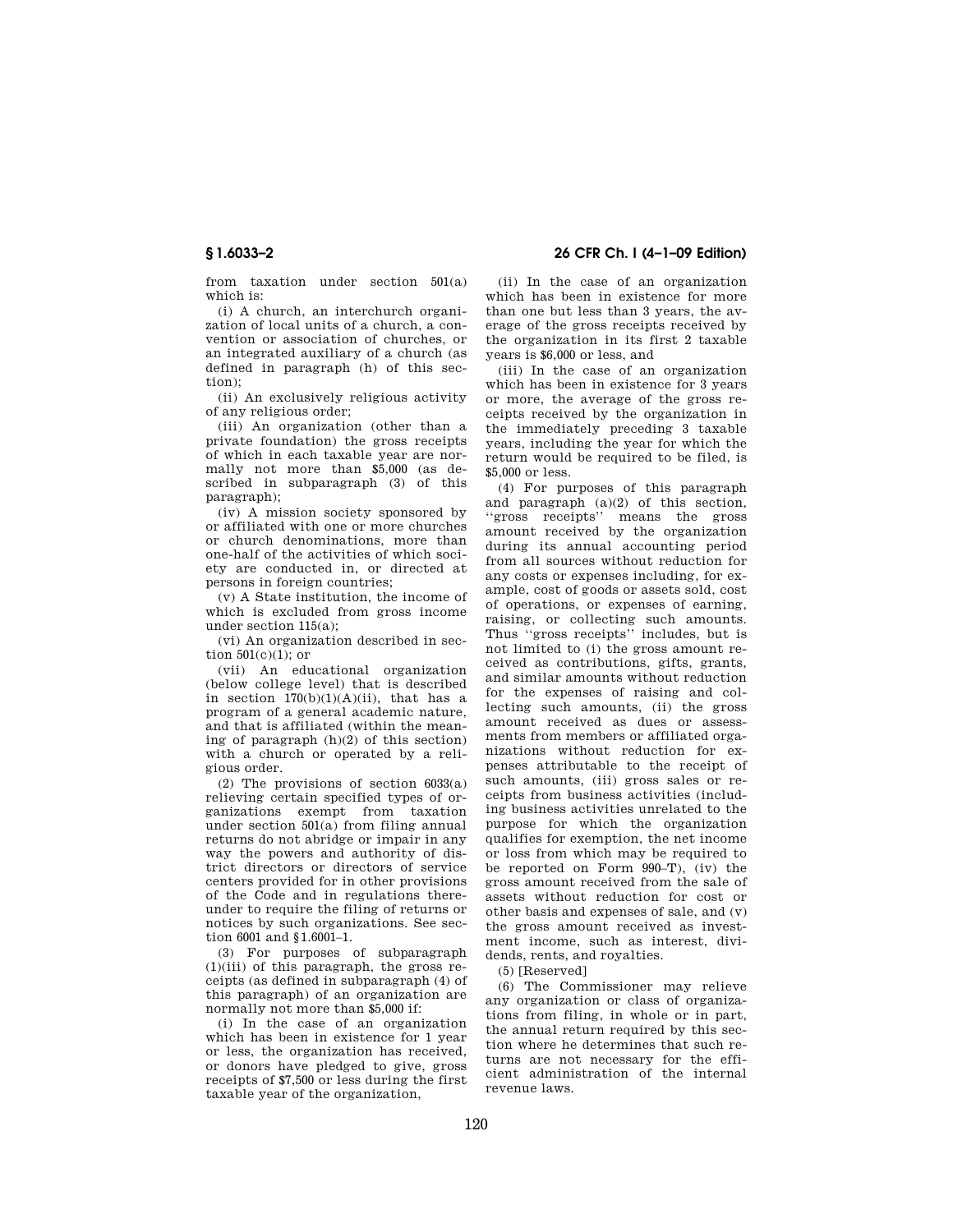from taxation under section 501(a) which is:

(i) A church, an interchurch organization of local units of a church, a convention or association of churches, or an integrated auxiliary of a church (as defined in paragraph (h) of this section);

(ii) An exclusively religious activity of any religious order;

(iii) An organization (other than a private foundation) the gross receipts of which in each taxable year are normally not more than $5,000 (as described in subparagraph (3) of this paragraph);

(iv) A mission society sponsored by or affiliated with one or more churches or church denominations, more than one-half of the activities of which society are conducted in, or directed at persons in foreign countries;

(v) A State institution, the income of which is excluded from gross income under section 115(a);

(vi) An organization described in section 501(c)(1); or

(vii) An educational organization (below college level) that is described in section 170(b)(1)(A)(ii), that has a program of a general academic nature, and that is affiliated (within the meaning of paragraph (h)(2) of this section) with a church or operated by a religious order.

(2) The provisions of section 6033(a) relieving certain specified types of organizations exempt from taxation under section 501(a) from filing annual returns do not abridge or impair in any way the powers and authority of district directors or directors of service centers provided for in other provisions of the Code and in regulations thereunder to require the filing of returns or notices by such organizations. See section 6001 and §1.6001–1.

(3) For purposes of subparagraph (1)(iii) of this paragraph, the gross receipts (as defined in subparagraph (4) of this paragraph) of an organization are normally not more than $5,000 if:

(i) In the case of an organization which has been in existence for 1 year or less, the organization has received, or donors have pledged to give, gross receipts of $7,500 or less during the first taxable year of the organization,

(ii) In the case of an organization which has been in existence for more than one but less than 3 years, the average of the gross receipts received by the organization in its first 2 taxable years is $6,000 or less, and

(iii) In the case of an organization which has been in existence for 3 years or more, the average of the gross receipts received by the organization in the immediately preceding 3 taxable years, including the year for which the return would be required to be filed, is $5,000 or less.

(4) For purposes of this paragraph and paragraph (a)(2) of this section, ''gross receipts'' means the gross amount received by the organization during its annual accounting period from all sources without reduction for any costs or expenses including, for example, cost of goods or assets sold, cost of operations, or expenses of earning, raising, or collecting such amounts. Thus ''gross receipts'' includes, but is not limited to (i) the gross amount received as contributions, gifts, grants, and similar amounts without reduction for the expenses of raising and collecting such amounts, (ii) the gross amount received as dues or assessments from members or affiliated organizations without reduction for expenses attributable to the receipt of such amounts, (iii) gross sales or receipts from business activities (including business activities unrelated to the purpose for which the organization qualifies for exemption, the net income or loss from which may be required to be reported on Form 990–T), (iv) the gross amount received from the sale of assets without reduction for cost or other basis and expenses of sale, and (v) the gross amount received as investment income, such as interest, dividends, rents, and royalties.

(5) [Reserved]

(6) The Commissioner may relieve any organization or class of organizations from filing, in whole or in part, the annual return required by this section where he determines that such returns are not necessary for the efficient administration of the internal revenue laws.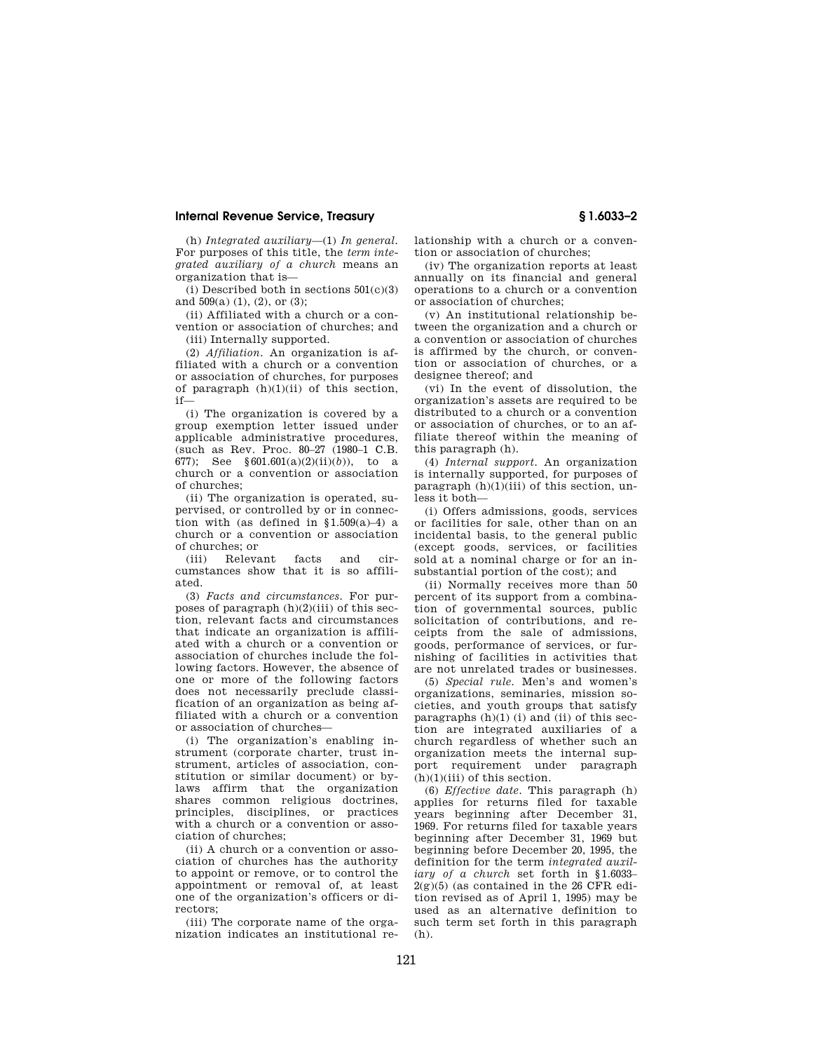(h) *Integrated auxiliary*—(1) *In general.* For purposes of this title, the *term integrated auxiliary of a church* means an organization that is—

(i) Described both in sections 501(c)(3) and 509(a) (1), (2), or (3);

(ii) Affiliated with a church or a convention or association of churches; and

(iii) Internally supported.

(2) *Affiliation.* An organization is affiliated with a church or a convention or association of churches, for purposes of paragraph (h)(1)(ii) of this section, if—

(i) The organization is covered by a group exemption letter issued under applicable administrative procedures, (such as Rev. Proc. 80–27 (1980–1 C.B. 677); See §601.601(a)(2)(ii)(*b*)), to a church or a convention or association of churches;

(ii) The organization is operated, supervised, or controlled by or in connection with (as defined in §1.509(a)–4) a church or a convention or association of churches; or

(iii) Relevant facts and circumstances show that it is so affiliated.

(3) *Facts and circumstances.* For purposes of paragraph (h)(2)(iii) of this section, relevant facts and circumstances that indicate an organization is affiliated with a church or a convention or association of churches include the following factors. However, the absence of one or more of the following factors does not necessarily preclude classification of an organization as being affiliated with a church or a convention or association of churches—

(i) The organization's enabling instrument (corporate charter, trust instrument, articles of association, constitution or similar document) or bylaws affirm that the organization shares common religious doctrines, principles, disciplines, or practices with a church or a convention or association of churches;

(ii) A church or a convention or association of churches has the authority to appoint or remove, or to control the appointment or removal of, at least one of the organization's officers or directors;

(iii) The corporate name of the organization indicates an institutional relationship with a church or a convention or association of churches;

(iv) The organization reports at least annually on its financial and general operations to a church or a convention or association of churches;

(v) An institutional relationship between the organization and a church or a convention or association of churches is affirmed by the church, or convention or association of churches, or a designee thereof; and

(vi) In the event of dissolution, the organization's assets are required to be distributed to a church or a convention or association of churches, or to an affiliate thereof within the meaning of this paragraph (h).

(4) *Internal support.* An organization is internally supported, for purposes of paragraph (h)(1)(iii) of this section, unless it both—

(i) Offers admissions, goods, services or facilities for sale, other than on an incidental basis, to the general public (except goods, services, or facilities sold at a nominal charge or for an insubstantial portion of the cost); and

(ii) Normally receives more than 50 percent of its support from a combination of governmental sources, public solicitation of contributions, and receipts from the sale of admissions, goods, performance of services, or furnishing of facilities in activities that are not unrelated trades or businesses.

(5) *Special rule.* Men's and women's organizations, seminaries, mission societies, and youth groups that satisfy paragraphs (h)(1) (i) and (ii) of this section are integrated auxiliaries of a church regardless of whether such an organization meets the internal support requirement under paragraph (h)(1)(iii) of this section.

(6) *Effective date.* This paragraph (h) applies for returns filed for taxable years beginning after December 31, 1969. For returns filed for taxable years beginning after December 31, 1969 but beginning before December 20, 1995, the definition for the term *integrated auxiliary of a church* set forth in §1.6033–2(g)(5) (as contained in the 26 CFR edition revised as of April 1, 1995) may be used as an alternative definition to such term set forth in this paragraph (h).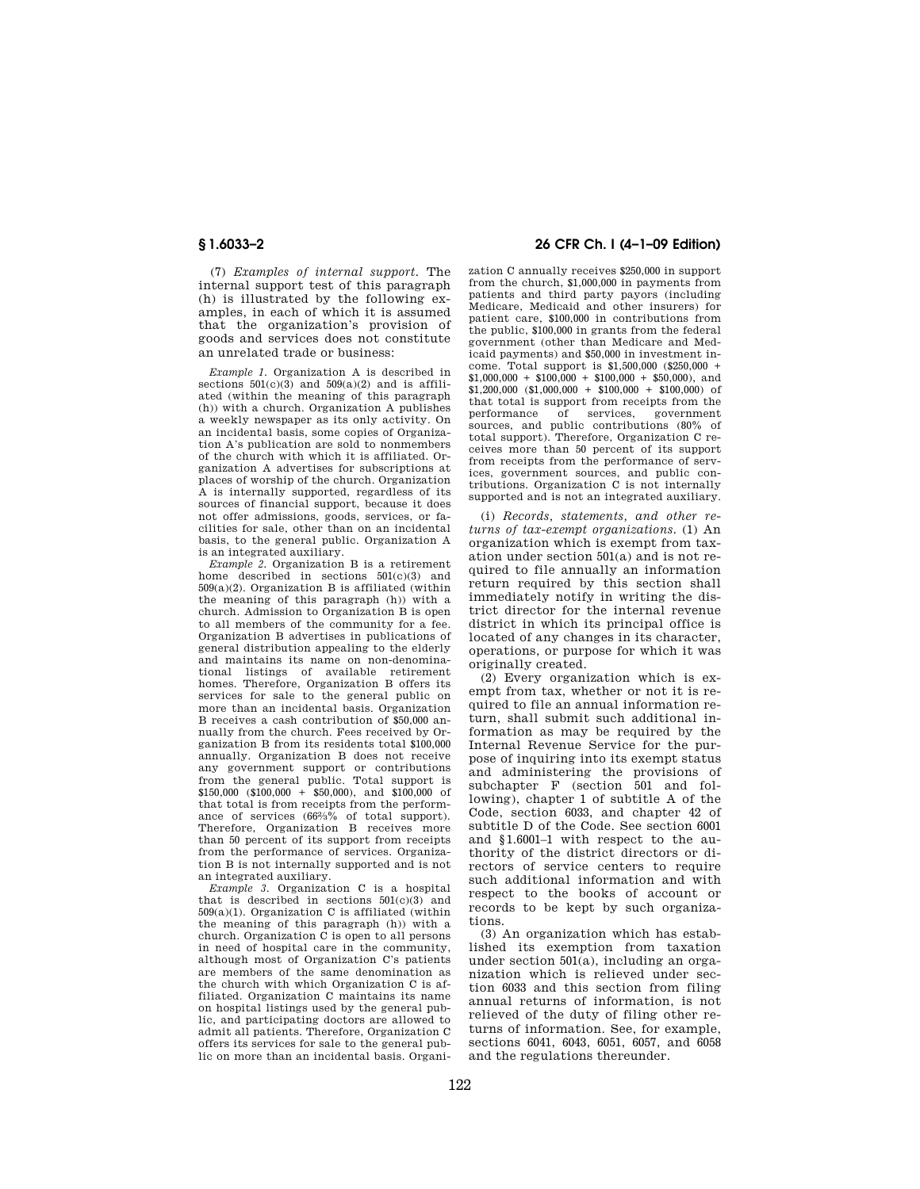(7) *Examples of internal support.* The internal support test of this paragraph (h) is illustrated by the following examples, in each of which it is assumed that the organization's provision of goods and services does not constitute an unrelated trade or business:

*Example 1.* Organization A is described in sections 501(c)(3) and 509(a)(2) and is affiliated (within the meaning of this paragraph (h)) with a church. Organization A publishes a weekly newspaper as its only activity. On an incidental basis, some copies of Organization A's publication are sold to nonmembers of the church with which it is affiliated. Organization A advertises for subscriptions at places of worship of the church. Organization A is internally supported, regardless of its sources of financial support, because it does not offer admissions, goods, services, or facilities for sale, other than on an incidental basis, to the general public. Organization A is an integrated auxiliary.

*Example 2.* Organization B is a retirement home described in sections 501(c)(3) and 509(a)(2). Organization B is affiliated (within the meaning of this paragraph (h)) with a church. Admission to Organization B is open to all members of the community for a fee. Organization B advertises in publications of general distribution appealing to the elderly and maintains its name on non-denominational listings of available retirement homes. Therefore, Organization B offers its services for sale to the general public on more than an incidental basis. Organization B receives a cash contribution of $50,000 annually from the church. Fees received by Organization B from its residents total $100,000 annually. Organization B does not receive any government support or contributions from the general public. Total support is $150,000 ($100,000 + $50,000), and $100,000 of that total is from receipts from the performance of services (66⅔% of total support). Therefore, Organization B receives more than 50 percent of its support from receipts from the performance of services. Organization B is not internally supported and is not an integrated auxiliary.

*Example 3.* Organization C is a hospital that is described in sections 501(c)(3) and 509(a)(1). Organization C is affiliated (within the meaning of this paragraph (h)) with a church. Organization C is open to all persons in need of hospital care in the community, although most of Organization C's patients are members of the same denomination as the church with which Organization C is affiliated. Organization C maintains its name on hospital listings used by the general public, and participating doctors are allowed to admit all patients. Therefore, Organization C offers its services for sale to the general public on more than an incidental basis. Organization C annually receives $250,000 in support from the church, $1,000,000 in payments from patients and third party payors (including Medicare, Medicaid and other insurers) for patient care, $100,000 in contributions from the public, $100,000 in grants from the federal government (other than Medicare and Medicaid payments) and $50,000 in investment income. Total support is $1,500,000 ($250,000 + $1,000,000 + $100,000 + $100,000 + $50,000), and $1,200,000 ($1,000,000 + $100,000 + $100,000) of that total is support from receipts from the performance of services, government sources, and public contributions (80% of total support). Therefore, Organization C receives more than 50 percent of its support from receipts from the performance of services, government sources, and public contributions. Organization C is not internally supported and is not an integrated auxiliary.

(i) *Records, statements, and other returns of tax-exempt organizations.* (1) An organization which is exempt from taxation under section 501(a) and is not required to file annually an information return required by this section shall immediately notify in writing the district director for the internal revenue district in which its principal office is located of any changes in its character, operations, or purpose for which it was originally created.

(2) Every organization which is exempt from tax, whether or not it is required to file an annual information return, shall submit such additional information as may be required by the Internal Revenue Service for the purpose of inquiring into its exempt status and administering the provisions of subchapter F (section 501 and following), chapter 1 of subtitle A of the Code, section 6033, and chapter 42 of subtitle D of the Code. See section 6001 and §1.6001–1 with respect to the authority of the district directors or directors of service centers to require such additional information and with respect to the books of account or records to be kept by such organizations.

(3) An organization which has established its exemption from taxation under section 501(a), including an organization which is relieved under section 6033 and this section from filing annual returns of information, is not relieved of the duty of filing other returns of information. See, for example, sections 6041, 6043, 6051, 6057, and 6058 and the regulations thereunder.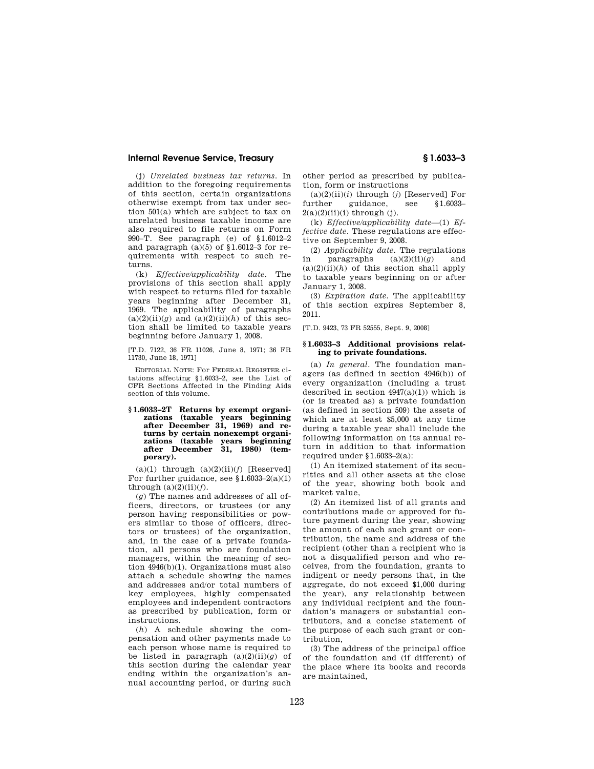(j) *Unrelated business tax returns.* In addition to the foregoing requirements of this section, certain organizations otherwise exempt from tax under section 501(a) which are subject to tax on unrelated business taxable income are also required to file returns on Form 990–T. See paragraph (e) of §1.6012–2 and paragraph (a)(5) of §1.6012–3 for requirements with respect to such returns.

(k) *Effective/applicability date.* The provisions of this section shall apply with respect to returns filed for taxable years beginning after December 31, 1969. The applicability of paragraphs (a)(2)(ii)(*g*) and (a)(2)(ii)(*h*) of this section shall be limited to taxable years beginning before January 1, 2008.

[T.D. 7122, 36 FR 11026, June 8, 1971; 36 FR 11730, June 18, 1971]

EDITORIAL NOTE: For FEDERAL REGISTER citations affecting §1.6033–2, see the List of CFR Sections Affected in the Finding Aids section of this volume.

### §1.6033–2T Returns by exempt organizations (taxable years beginning after December 31, 1969) and returns by certain nonexempt organizations (taxable years beginning after December 31, 1980) (temporary).

(a)(1) through (a)(2)(ii)(*f*) [Reserved] For further guidance, see §1.6033–2(a)(1) through (a)(2)(ii)(*f*).

(*g*) The names and addresses of all officers, directors, or trustees (or any person having responsibilities or powers similar to those of officers, directors or trustees) of the organization, and, in the case of a private foundation, all persons who are foundation managers, within the meaning of section 4946(b)(1). Organizations must also attach a schedule showing the names and addresses and/or total numbers of key employees, highly compensated employees and independent contractors as prescribed by publication, form or instructions.

(*h*) A schedule showing the compensation and other payments made to each person whose name is required to be listed in paragraph (a)(2)(ii)(*g*) of this section during the calendar year ending within the organization's annual accounting period, or during such other period as prescribed by publication, form or instructions

(a)(2)(ii)(*i*) through (*j*) [Reserved] For further guidance, see §1.6033–2(a)(2)(ii)(i) through (j).

(k) *Effective/applicability date*—(1) *Effective date.* These regulations are effective on September 9, 2008.

(2) *Applicability date.* The regulations in paragraphs (a)(2)(ii)(*g*) and (a)(2)(ii)(*h*) of this section shall apply to taxable years beginning on or after January 1, 2008.

(3) *Expiration date.* The applicability of this section expires September 8, 2011.

[T.D. 9423, 73 FR 52555, Sept. 9, 2008]

### §1.6033–3 Additional provisions relating to private foundations.

(a) *In general.* The foundation managers (as defined in section 4946(b)) of every organization (including a trust described in section 4947(a)(1)) which is (or is treated as) a private foundation (as defined in section 509) the assets of which are at least $5,000 at any time during a taxable year shall include the following information on its annual return in addition to that information required under §1.6033–2(a):

(1) An itemized statement of its securities and all other assets at the close of the year, showing both book and market value,

(2) An itemized list of all grants and contributions made or approved for future payment during the year, showing the amount of each such grant or contribution, the name and address of the recipient (other than a recipient who is not a disqualified person and who receives, from the foundation, grants to indigent or needy persons that, in the aggregate, do not exceed $1,000 during the year), any relationship between any individual recipient and the foundation's managers or substantial contributors, and a concise statement of the purpose of each such grant or contribution,

(3) The address of the principal office of the foundation and (if different) of the place where its books and records are maintained,